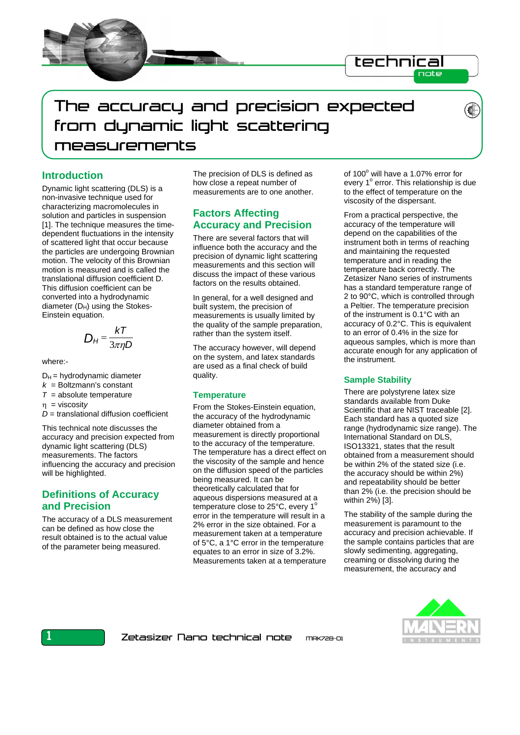# The accuracy and precision expected from dynamic light scattering measurements

## Introduction

Dynamic light scattering (DLS) is a non-invasive technique used for characterizing macromolecules in solution and particles in suspension [1]. The technique measures the time-dependent fluctuations in the intensity of scattered light that occur because the particles are undergoing Brownian motion. The velocity of this Brownian motion is measured and is called the translational diffusion coefficient D. This diffusion coefficient can be converted into a hydrodynamic diameter ($D_H$) using the Stokes-Einstein equation.

$$D_H = \frac{kT}{3\pi\eta D}$$

where:-

$D_H$ = hydrodynamic diameter
$k$ = Boltzmann's constant
$T$ = absolute temperature
$\eta$ = viscosity
$D$ = translational diffusion coefficient

This technical note discusses the accuracy and precision expected from dynamic light scattering (DLS) measurements. The factors influencing the accuracy and precision will be highlighted.

## Definitions of Accuracy and Precision

The accuracy of a DLS measurement can be defined as how close the result obtained is to the actual value of the parameter being measured.

The precision of DLS is defined as how close a repeat number of measurements are to one another.

## Factors Affecting Accuracy and Precision

There are several factors that will influence both the accuracy and the precision of dynamic light scattering measurements and this section will discuss the impact of these various factors on the results obtained.

In general, for a well designed and built system, the precision of measurements is usually limited by the quality of the sample preparation, rather than the system itself.

The accuracy however, will depend on the system, and latex standards are used as a final check of build quality.

### Temperature

From the Stokes-Einstein equation, the accuracy of the hydrodynamic diameter obtained from a measurement is directly proportional to the accuracy of the temperature. The temperature has a direct effect on the viscosity of the sample and hence on the diffusion speed of the particles being measured. It can be theoretically calculated that for aqueous dispersions measured at a temperature close to 25°C, every 1° error in the temperature will result in a 2% error in the size obtained. For a measurement taken at a temperature of 5°C, a 1°C error in the temperature equates to an error in size of 3.2%. Measurements taken at a temperature of 100° will have a 1.07% error for every 1° error. This relationship is due to the effect of temperature on the viscosity of the dispersant.

From a practical perspective, the accuracy of the temperature will depend on the capabilities of the instrument both in terms of reaching and maintaining the requested temperature and in reading the temperature back correctly. The Zetasizer Nano series of instruments has a standard temperature range of 2 to 90°C, which is controlled through a Peltier. The temperature precision of the instrument is 0.1°C with an accuracy of 0.2°C. This is equivalent to an error of 0.4% in the size for aqueous samples, which is more than accurate enough for any application of the instrument.

### Sample Stability

There are polystyrene latex size standards available from Duke Scientific that are NIST traceable [2]. Each standard has a quoted size range (hydrodynamic size range). The International Standard on DLS, ISO13321, states that the result obtained from a measurement should be within 2% of the stated size (i.e. the accuracy should be within 2%) and repeatability should be better than 2% (i.e. the precision should be within 2%) [3].

The stability of the sample during the measurement is paramount to the accuracy and precision achievable. If the sample contains particles that are slowly sedimenting, aggregating, creaming or dissolving during the measurement, the accuracy and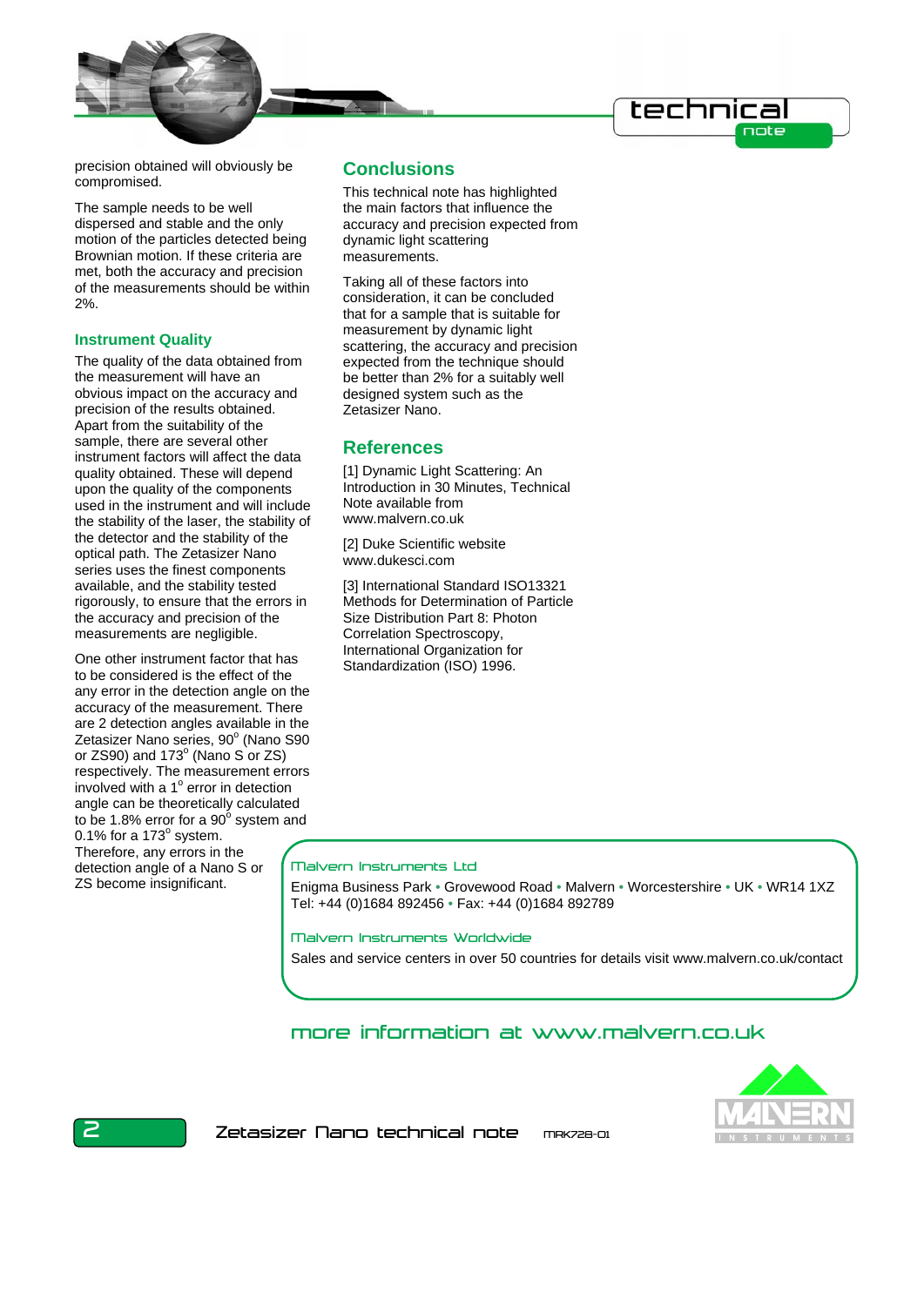precision obtained will obviously be compromised.

The sample needs to be well dispersed and stable and the only motion of the particles detected being Brownian motion. If these criteria are met, both the accuracy and precision of the measurements should be within 2%.

### Instrument Quality

The quality of the data obtained from the measurement will have an obvious impact on the accuracy and precision of the results obtained. Apart from the suitability of the sample, there are several other instrument factors will affect the data quality obtained. These will depend upon the quality of the components used in the instrument and will include the stability of the laser, the stability of the detector and the stability of the optical path. The Zetasizer Nano series uses the finest components available, and the stability tested rigorously, to ensure that the errors in the accuracy and precision of the measurements are negligible.

One other instrument factor that has to be considered is the effect of the any error in the detection angle on the accuracy of the measurement. There are 2 detection angles available in the Zetasizer Nano series, $90^{o}$ (Nano S90 or ZS90) and $173^{o}$ (Nano S or ZS) respectively. The measurement errors involved with a $1^{o}$ error in detection angle can be theoretically calculated to be 1.8% error for a $90^{0}$ system and 0.1% for a $173^{o}$ system. Therefore, any errors in the detection angle of a Nano S or ZS become insignificant.

## Conclusions

This technical note has highlighted the main factors that influence the accuracy and precision expected from dynamic light scattering measurements.

Taking all of these factors into consideration, it can be concluded that for a sample that is suitable for measurement by dynamic light scattering, the accuracy and precision expected from the technique should be better than 2% for a suitably well designed system such as the Zetasizer Nano.

## References

[1] Dynamic Light Scattering: An Introduction in 30 Minutes, Technical Note available from www.malvern.co.uk

[2] Duke Scientific website www.dukesci.com

[3] International Standard ISO13321 Methods for Determination of Particle Size Distribution Part 8: Photon Correlation Spectroscopy, International Organization for Standardization (ISO) 1996.

**Malvern Instruments Ltd**

Enigma Business Park • Grovewood Road • Malvern • Worcestershire • UK • WR14 1XZ
Tel: +44 (0)1684 892456 • Fax: +44 (0)1684 892789

**Malvern Instruments Worldwide**

Sales and service centers in over 50 countries for details visit www.malvern.co.uk/contact

more information at www.malvern.co.uk

MRK728-01